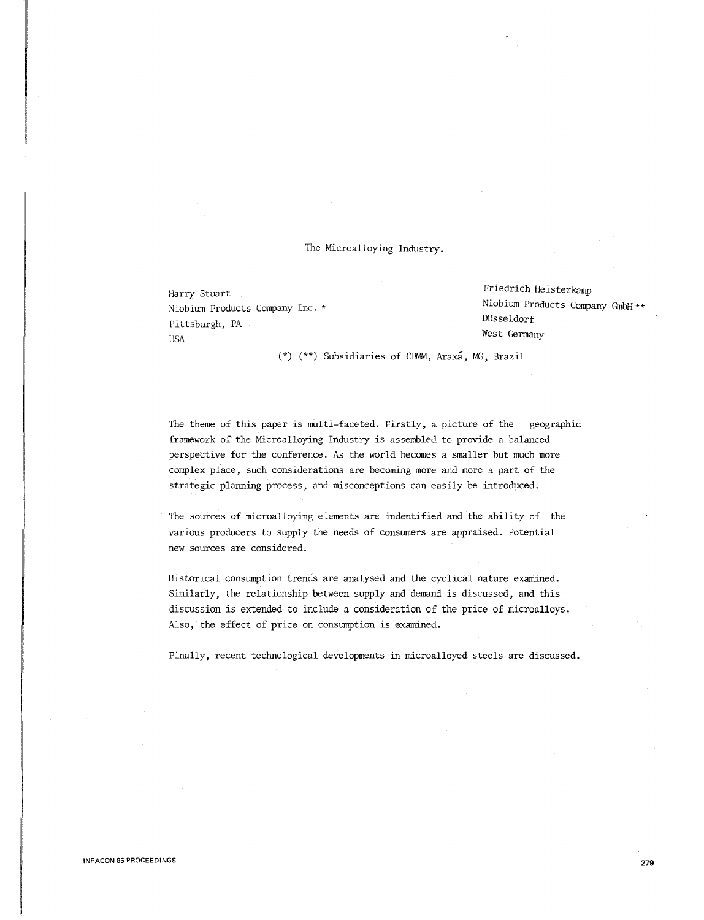# The Microalloying Industry.

Harry Stuart
Niobium Products Company Inc. *
Pittsburgh, PA
USA

Friedrich Heisterkamp
Niobium Products Company GmbH **
Düsseldorf
West Germany

(*) (**) Subsidiaries of CBMM, Araxá, MG, Brazil

The theme of this paper is multi-faceted. Firstly, a picture of the geographic framework of the Microalloying Industry is assembled to provide a balanced perspective for the conference. As the world becomes a smaller but much more complex place, such considerations are becoming more and more a part of the strategic planning process, and misconceptions can easily be introduced.

The sources of microalloying elements are indentified and the ability of the various producers to supply the needs of consumers are appraised. Potential new sources are considered.

Historical consumption trends are analysed and the cyclical nature examined. Similarly, the relationship between supply and demand is discussed, and this discussion is extended to include a consideration of the price of microalloys. Also, the effect of price on consumption is examined.

Finally, recent technological developments in microalloyed steels are discussed.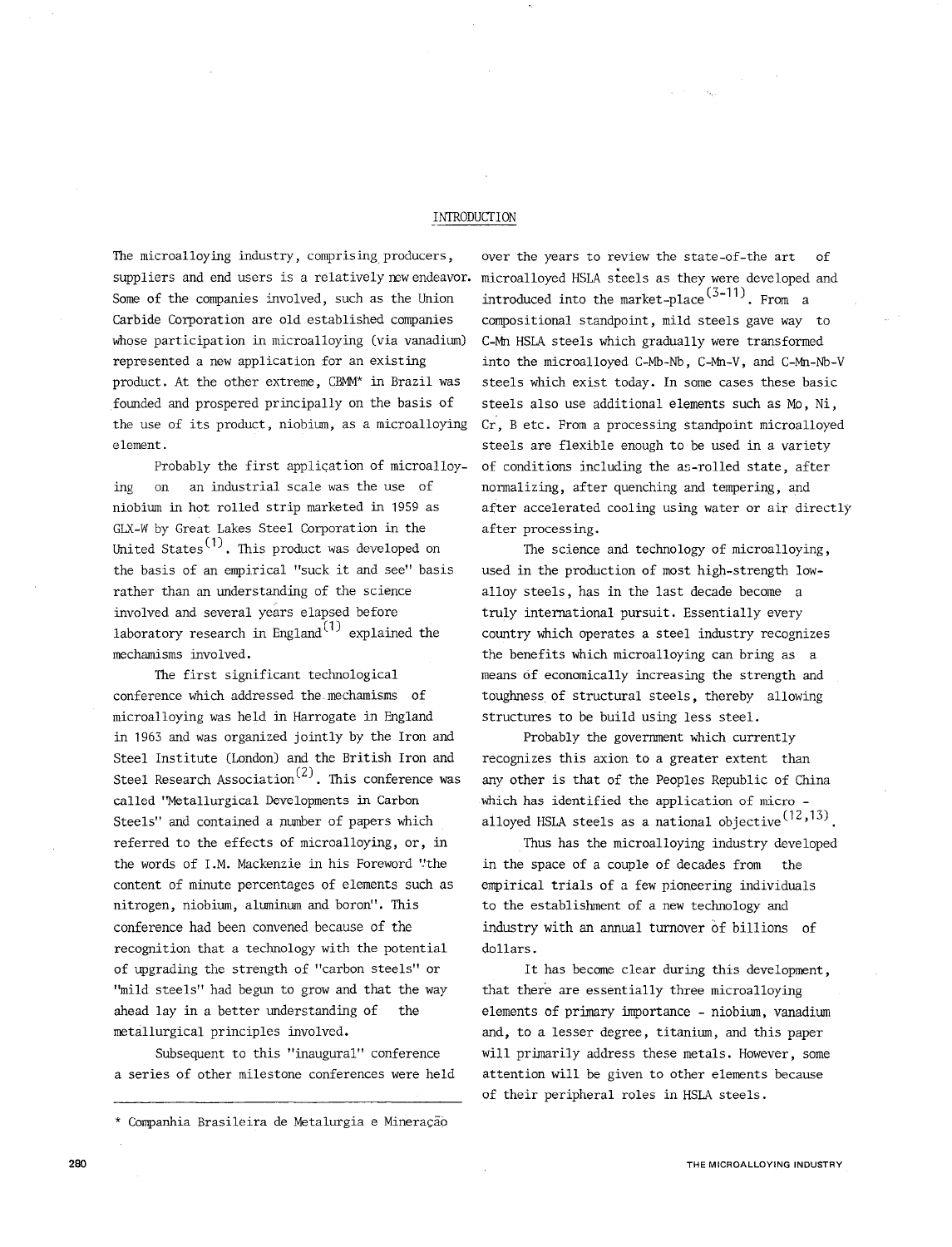## INTRODUCTION

The microalloying industry, comprising producers, suppliers and end users is a relatively new endeavor. Some of the companies involved, such as the Union Carbide Corporation are old established companies whose participation in microalloying (via vanadium) represented a new application for an existing product. At the other extreme, CBMM* in Brazil was founded and prospered principally on the basis of the use of its product, niobium, as a microalloying element.

Probably the first application of microalloying on an industrial scale was the use of niobium in hot rolled strip marketed in 1959 as GLX-W by Great Lakes Steel Corporation in the United States[1]. This product was developed on the basis of an empirical "suck it and see" basis rather than an understanding of the science involved and several years elapsed before laboratory research in England[1] explained the mechanisms involved.

The first significant technological conference which addressed the mechanisms of microalloying was held in Harrogate in England in 1963 and was organized jointly by the Iron and Steel Institute (London) and the British Iron and Steel Research Association[2]. This conference was called "Metallurgical Developments in Carbon Steels" and contained a number of papers which referred to the effects of microalloying, or, in the words of I.M. Mackenzie in his Foreword "the content of minute percentages of elements such as nitrogen, niobium, aluminum and boron". This conference had been convened because of the recognition that a technology with the potential of upgrading the strength of "carbon steels" or "mild steels" had begun to grow and that the way ahead lay in a better understanding of the metallurgical principles involved.

Subsequent to this "inaugural" conference a series of other milestone conferences were held over the years to review the state-of-the art of microalloyed HSLA steels as they were developed and introduced into the market-place[3-11]. From a compositional standpoint, mild steels gave way to C-Mn HSLA steels which gradually were transformed into the microalloyed C-Mb-Nb, C-Mn-V, and C-Mn-Nb-V steels which exist today. In some cases these basic steels also use additional elements such as Mo, Ni, Cr, B etc. From a processing standpoint microalloyed steels are flexible enough to be used in a variety of conditions including the as-rolled state, after normalizing, after quenching and tempering, and after accelerated cooling using water or air directly after processing.

The science and technology of microalloying, used in the production of most high-strength low-alloy steels, has in the last decade become a truly international pursuit. Essentially every country which operates a steel industry recognizes the benefits which microalloying can bring as a means of economically increasing the strength and toughness of structural steels, thereby allowing structures to be build using less steel.

Probably the government which currently recognizes this axion to a greater extent than any other is that of the Peoples Republic of China which has identified the application of micro-alloyed HSLA steels as a national objective[12,13].

Thus has the microalloying industry developed in the space of a couple of decades from the empirical trials of a few pioneering individuals to the establishment of a new technology and industry with an annual turnover of billions of dollars.

It has become clear during this development, that there are essentially three microalloying elements of primary importance - niobium, vanadium and, to a lesser degree, titanium, and this paper will primarily address these metals. However, some attention will be given to other elements because of their peripheral roles in HSLA steels.

---

\* Companhia Brasileira de Metalurgia e Mineração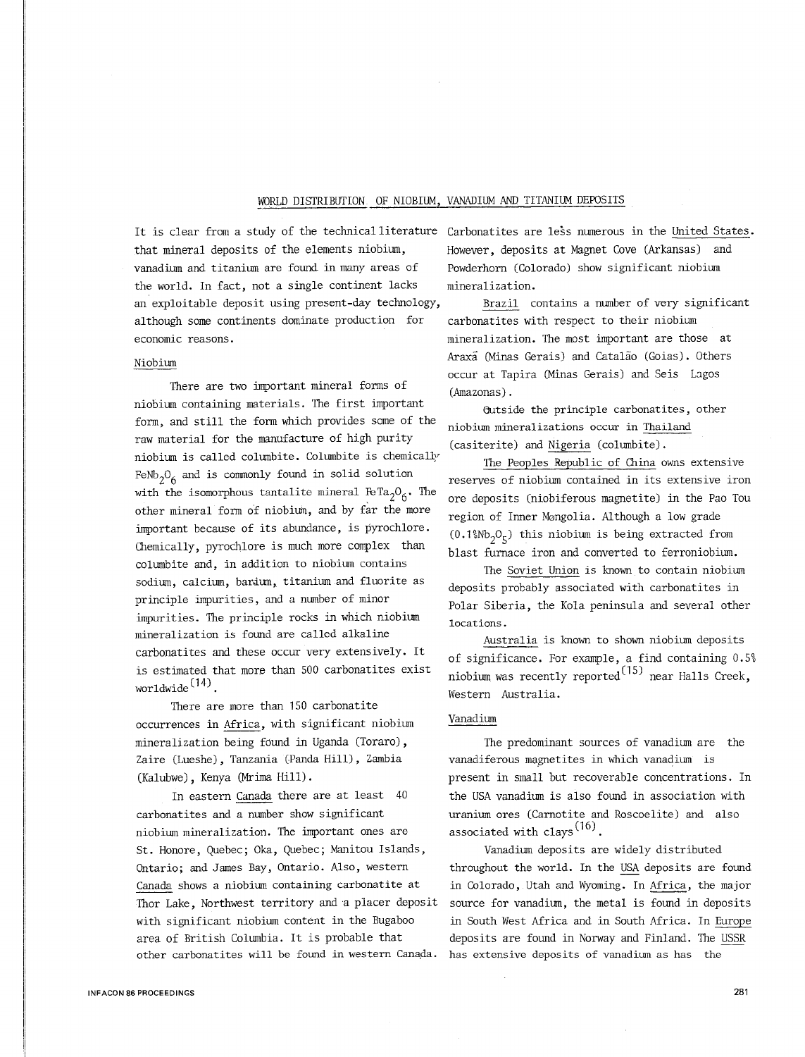## WORLD DISTRIBUTION OF NIOBIUM, VANADIUM AND TITANIUM DEPOSITS

It is clear from a study of the technical literature that mineral deposits of the elements niobium, vanadium and titanium are found in many areas of the world. In fact, not a single continent lacks an exploitable deposit using present-day technology, although some continents dominate production for economic reasons.

### Niobium

There are two important mineral forms of niobium containing materials. The first important form, and still the form which provides some of the raw material for the manufacture of high purity niobium is called columbite. Columbite is chemically $FeNb_2O_6$ and is commonly found in solid solution with the isomorphous tantalite mineral $FeTa_2O_6$. The other mineral form of niobium, and by far the more important because of its abundance, is pyrochlore. Chemically, pyrochlore is much more complex than columbite and, in addition to niobium contains sodium, calcium, barium, titanium and fluorite as principle impurities, and a number of minor impurities. The principle rocks in which niobium mineralization is found are called alkaline carbonatites and these occur very extensively. It is estimated that more than 500 carbonatites exist worldwide[14].

There are more than 150 carbonatite occurrences in Africa, with significant niobium mineralization being found in Uganda (Toraro), Zaire (Lueshe), Tanzania (Panda Hill), Zambia (Kalubwe), Kenya (Mrima Hill).

In eastern Canada there are at least 40 carbonatites and a number show significant niobium mineralization. The important ones are St. Honore, Quebec; Oka, Quebec; Manitou Islands, Ontario; and James Bay, Ontario. Also, western Canada shows a niobium containing carbonatite at Thor Lake, Northwest territory and a placer deposit with significant niobium content in the Bugaboo area of British Columbia. It is probable that other carbonatites will be found in western Canada.

Carbonatites are less numerous in the United States. However, deposits at Magnet Cove (Arkansas) and Powderhorn (Colorado) show significant niobium mineralization.

Brazil contains a number of very significant carbonatites with respect to their niobium mineralization. The most important are those at Araxá (Minas Gerais) and Catalão (Goias). Others occur at Tapira (Minas Gerais) and Seis Lagos (Amazonas).

Outside the principle carbonatites, other niobium mineralizations occur in Thailand (casiterite) and Nigeria (columbite).

The Peoples Republic of China owns extensive reserves of niobium contained in its extensive iron ore deposits (niobiferous magnetite) in the Pao Tou region of Inner Mongolia. Although a low grade (0.1% $Nb_2O_5$) this niobium is being extracted from blast furnace iron and converted to ferroniobium.

The Soviet Union is known to contain niobium deposits probably associated with carbonatites in Polar Siberia, the Kola peninsula and several other locations.

Australia is known to shown niobium deposits of significance. For example, a find containing 0.5% niobium was recently reported[15] near Halls Creek, Western Australia.

### Vanadium

The predominant sources of vanadium are the vanadiferous magnetites in which vanadium is present in small but recoverable concentrations. In the USA vanadium is also found in association with uranium ores (Carnotite and Roscoelite) and also associated with clays[16].

Vanadium deposits are widely distributed throughout the world. In the USA deposits are found in Colorado, Utah and Wyoming. In Africa, the major source for vanadium, the metal is found in deposits in South West Africa and in South Africa. In Europe deposits are found in Norway and Finland. The USSR has extensive deposits of vanadium as has the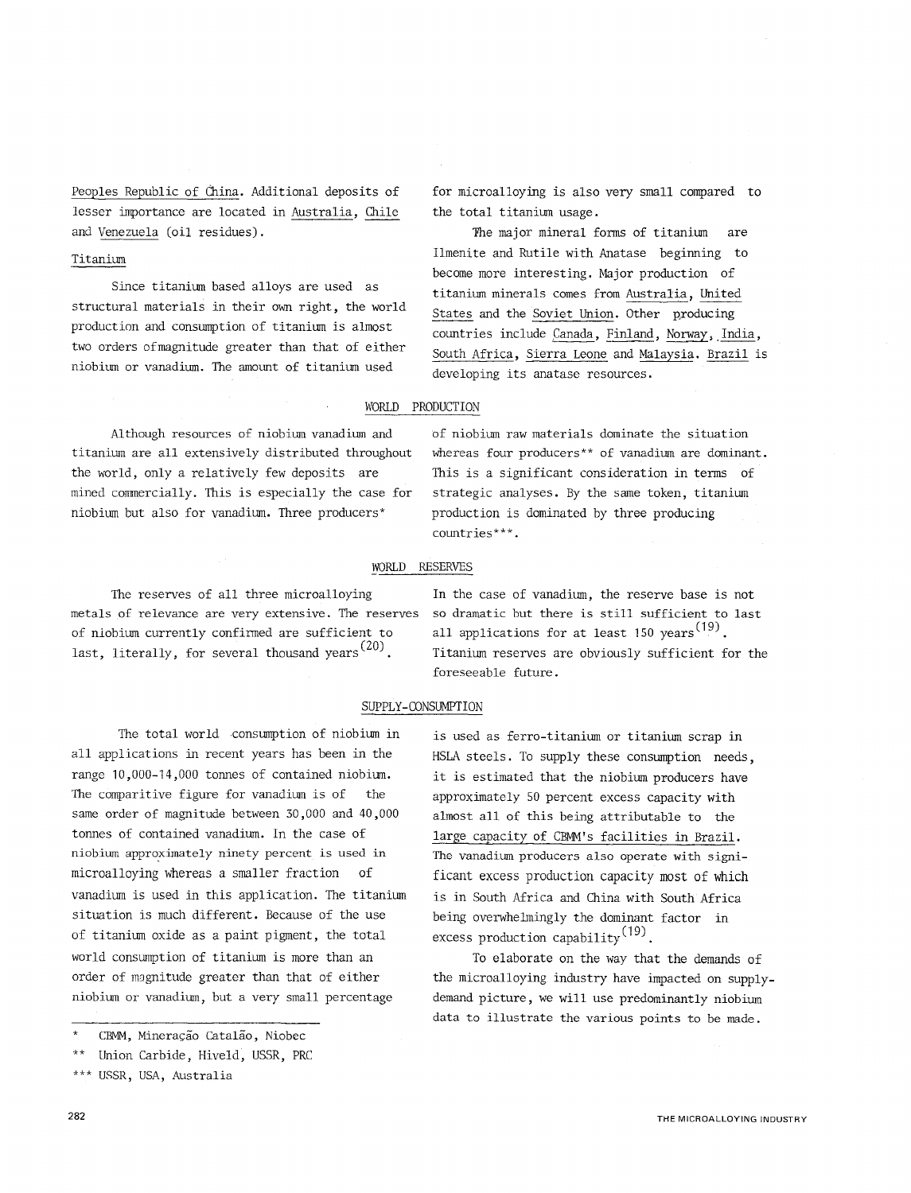Peoples Republic of China. Additional deposits of lesser importance are located in Australia, Chile and Venezuela (oil residues).

### Titanium

Since titanium based alloys are used as structural materials in their own right, the world production and consumption of titanium is almost two orders ofmagnitude greater than that of either niobium or vanadium. The amount of titanium used for microalloying is also very small compared to the total titanium usage.

The major mineral forms of titanium are Ilmenite and Rutile with Anatase beginning to become more interesting. Major production of titanium minerals comes from Australia, United States and the Soviet Union. Other producing countries include Canada, Finland, Norway, India, South Africa, Sierra Leone and Malaysia. Brazil is developing its anatase resources.

## WORLD PRODUCTION

Although resources of niobium vanadium and titanium are all extensively distributed throughout the world, only a relatively few deposits are mined commercially. This is especially the case for niobium but also for vanadium. Three producers* of niobium raw materials dominate the situation whereas four producers** of vanadium are dominant. This is a significant consideration in terms of strategic analyses. By the same token, titanium production is dominated by three producing countries***.

## WORLD RESERVES

The reserves of all three microalloying metals of relevance are very extensive. The reserves of niobium currently confirmed are sufficient to last, literally, for several thousand years[20]. In the case of vanadium, the reserve base is not so dramatic but there is still sufficient to last all applications for at least 150 years[19]. Titanium reserves are obviously sufficient for the foreseeable future.

## SUPPLY-CONSUMPTION

The total world consumption of niobium in all applications in recent years has been in the range 10,000-14,000 tonnes of contained niobium. The comparitive figure for vanadium is of the same order of magnitude between 30,000 and 40,000 tonnes of contained vanadium. In the case of niobium approximately ninety percent is used in microalloying whereas a smaller fraction of vanadium is used in this application. The titanium situation is much different. Because of the use of titanium oxide as a paint pigment, the total world consumption of titanium is more than an order of magnitude greater than that of either niobium or vanadium, but a very small percentage is used as ferro-titanium or titanium scrap in HSLA steels. To supply these consumption needs, it is estimated that the niobium producers have approximately 50 percent excess capacity with almost all of this being attributable to the large capacity of CBMM's facilities in Brazil. The vanadium producers also operate with significant excess production capacity most of which is in South Africa and China with South Africa being overwhelmingly the dominant factor in excess production capability[19].

To elaborate on the way that the demands of the microalloying industry have impacted on supply-demand picture, we will use predominantly niobium data to illustrate the various points to be made.

---

\* CBMM, Mineração Catalão, Niobec

\*\* Union Carbide, Hiveld, USSR, PRC

\*\*\* USSR, USA, Australia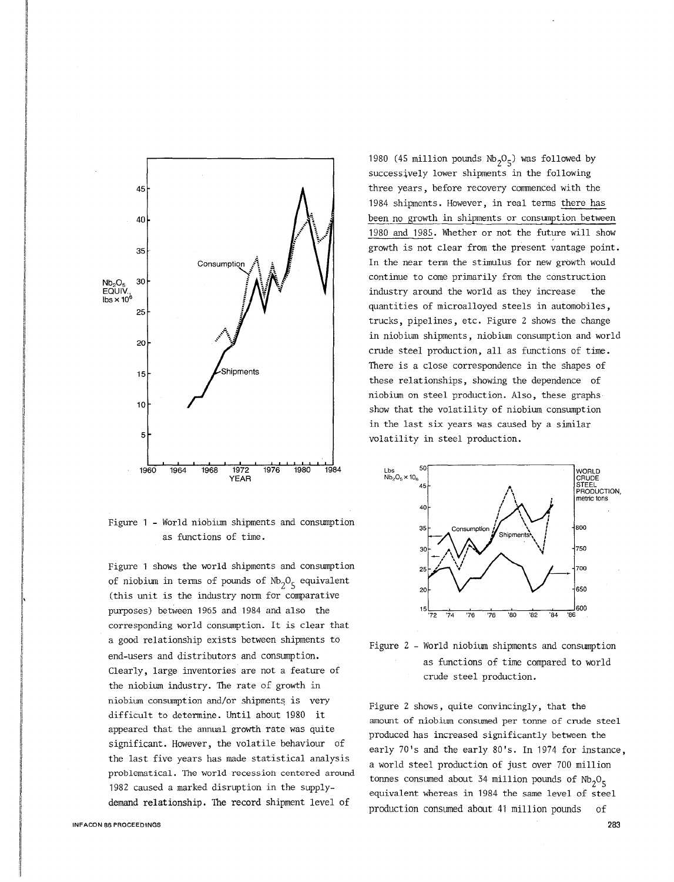Figure 1 - World niobium shipments and consumption as functions of time.

Figure 1 shows the world shipments and consumption of niobium in terms of pounds of $Nb_2O_5$ equivalent (this unit is the industry norm for comparative purposes) between 1965 and 1984 and also the corresponding world consumption. It is clear that a good relationship exists between shipments to end-users and distributors and consumption. Clearly, large inventories are not a feature of the niobium industry. The rate of growth in niobium consumption and/or shipments is very difficult to determine. Until about 1980 it appeared that the annual growth rate was quite significant. However, the volatile behaviour of the last five years has made statistical analysis problematical. The world recession centered around 1982 caused a marked disruption in the supply-demand relationship. The record shipment level of 1980 (45 million pounds $Nb_2O_5$) was followed by successively lower shipments in the following three years, before recovery commenced with the 1984 shipments. However, in real terms there has been no growth in shipments or consumption between 1980 and 1985. Whether or not the future will show growth is not clear from the present vantage point. In the near term the stimulus for new growth would continue to come primarily from the construction industry around the world as they increase the quantities of microalloyed steels in automobiles, trucks, pipelines, etc. Figure 2 shows the change in niobium shipments, niobium consumption and world crude steel production, all as functions of time. There is a close correspondence in the shapes of these relationships, showing the dependence of niobium on steel production. Also, these graphs show that the volatility of niobium consumption in the last six years was caused by a similar volatility in steel production.

Figure 2 - World niobium shipments and consumption as functions of time compared to world crude steel production.

Figure 2 shows, quite convincingly, that the amount of niobium consumed per tonne of crude steel produced has increased significantly between the early 70's and the early 80's. In 1974 for instance, a world steel production of just over 700 million tonnes consumed about 34 million pounds of $Nb_2O_5$ equivalent whereas in 1984 the same level of steel production consumed about 41 million pounds of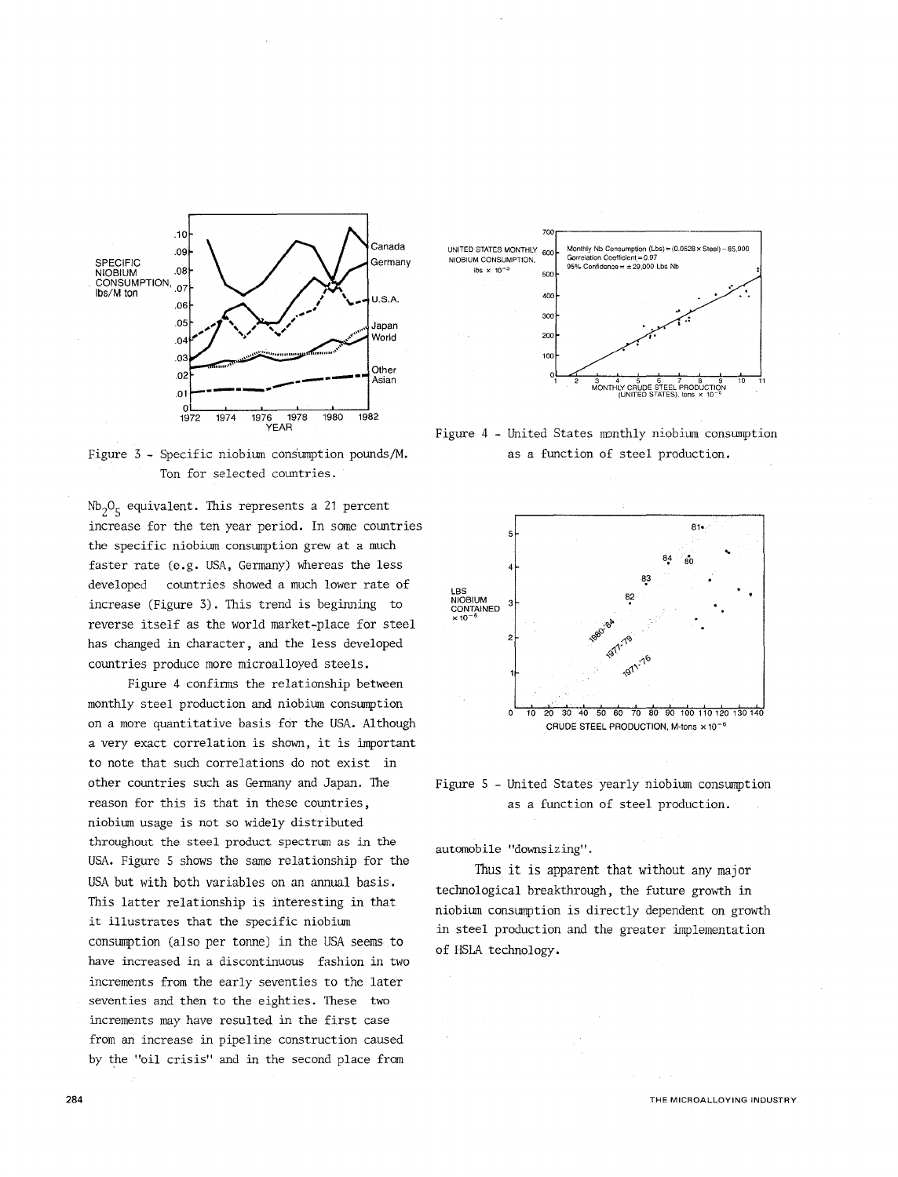Figure 3 - Specific niobium consumption pounds/M. Ton for selected countries.

Figure 4 - United States monthly niobium consumption as a function of steel production.

Figure 5 - United States yearly niobium consumption as a function of steel production.

$Nb_2O_5$ equivalent. This represents a 21 percent increase for the ten year period. In some countries the specific niobium consumption grew at a much faster rate (e.g. USA, Germany) whereas the less developed countries showed a much lower rate of increase (Figure 3). This trend is beginning to reverse itself as the world market-place for steel has changed in character, and the less developed countries produce more microalloyed steels.

Figure 4 confirms the relationship between monthly steel production and niobium consumption on a more quantitative basis for the USA. Although a very exact correlation is shown, it is important to note that such correlations do not exist in other countries such as Germany and Japan. The reason for this is that in these countries, niobium usage is not so widely distributed throughout the steel product spectrum as in the USA. Figure 5 shows the same relationship for the USA but with both variables on an annual basis. This latter relationship is interesting in that it illustrates that the specific niobium consumption (also per tonne) in the USA seems to have increased in a discontinuous fashion in two increments from the early seventies to the later seventies and then to the eighties. These two increments may have resulted in the first case from an increase in pipeline construction caused by the "oil crisis" and in the second place from automobile "downsizing".

Thus it is apparent that without any major technological breakthrough, the future growth in niobium consumption is directly dependent on growth in steel production and the greater implementation of HSLA technology.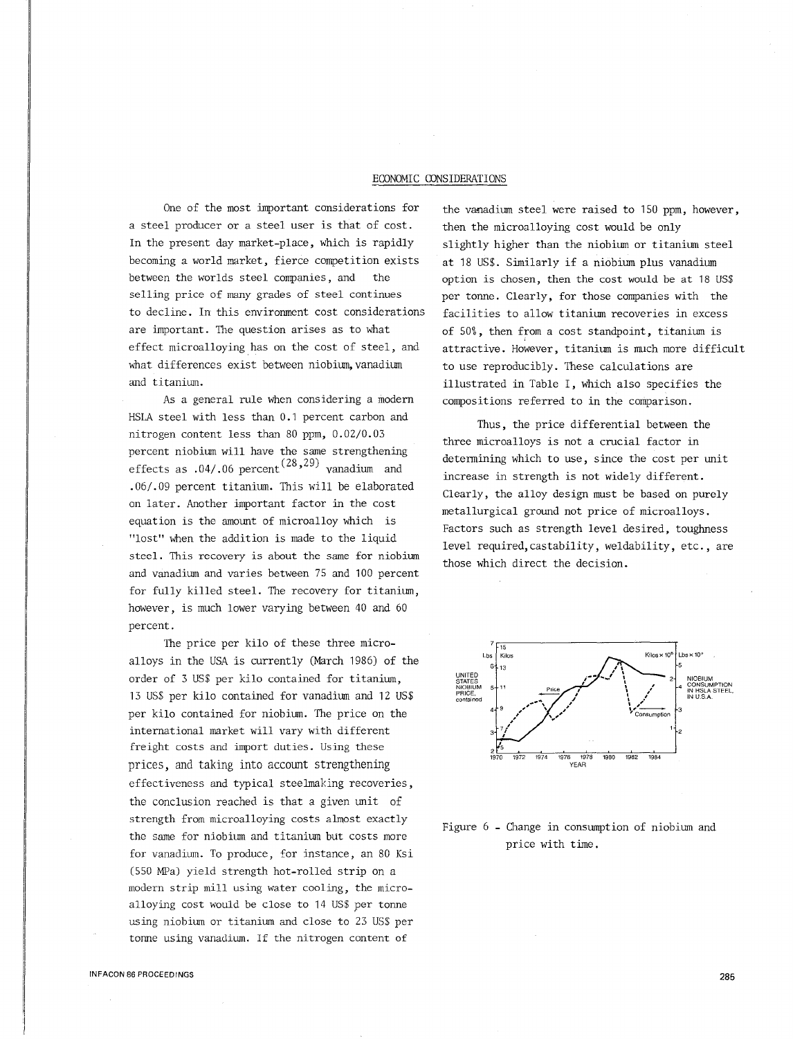## ECONOMIC CONSIDERATIONS

One of the most important considerations for a steel producer or a steel user is that of cost. In the present day market-place, which is rapidly becoming a world market, fierce competition exists between the worlds steel companies, and the selling price of many grades of steel continues to decline. In this environment cost considerations are important. The question arises as to what effect microalloying has on the cost of steel, and what differences exist between niobium, vanadium and titanium.

As a general rule when considering a modern HSLA steel with less than 0.1 percent carbon and nitrogen content less than 80 ppm, 0.02/0.03 percent niobium will have the same strengthening effects as .04/.06 percent[28,29] vanadium and .06/.09 percent titanium. This will be elaborated on later. Another important factor in the cost equation is the amount of microalloy which is "lost" when the addition is made to the liquid steel. This recovery is about the same for niobium and vanadium and varies between 75 and 100 percent for fully killed steel. The recovery for titanium, however, is much lower varying between 40 and 60 percent.

The price per kilo of these three microalloys in the USA is currently (March 1986) of the order of 3 US$ per kilo contained for titanium, 13 US$ per kilo contained for vanadium and 12 US$ per kilo contained for niobium. The price on the international market will vary with different freight costs and import duties. Using these prices, and taking into account strengthening effectiveness and typical steelmaking recoveries, the conclusion reached is that a given unit of strength from microalloying costs almost exactly the same for niobium and titanium but costs more for vanadium. To produce, for instance, an 80 Ksi (550 MPa) yield strength hot-rolled strip on a modern strip mill using water cooling, the microalloying cost would be close to 14 US$ per tonne using niobium or titanium and close to 23 US$ per tonne using vanadium. If the nitrogen content of the vanadium steel were raised to 150 ppm, however, then the microalloying cost would be only slightly higher than the niobium or titanium steel at 18 US$. Similarly if a niobium plus vanadium option is chosen, then the cost would be at 18 US$ per tonne. Clearly, for those companies with the facilities to allow titanium recoveries in excess of 50%, then from a cost standpoint, titanium is attractive. However, titanium is much more difficult to use reproducibly. These calculations are illustrated in Table I, which also specifies the compositions referred to in the comparison.

Thus, the price differential between the three microalloys is not a crucial factor in determining which to use, since the cost per unit increase in strength is not widely different. Clearly, the alloy design must be based on purely metallurgical ground not price of microalloys. Factors such as strength level desired, toughness level required, castability, weldability, etc., are those which direct the decision.

Figure 6 - Change in consumption of niobium and price with time.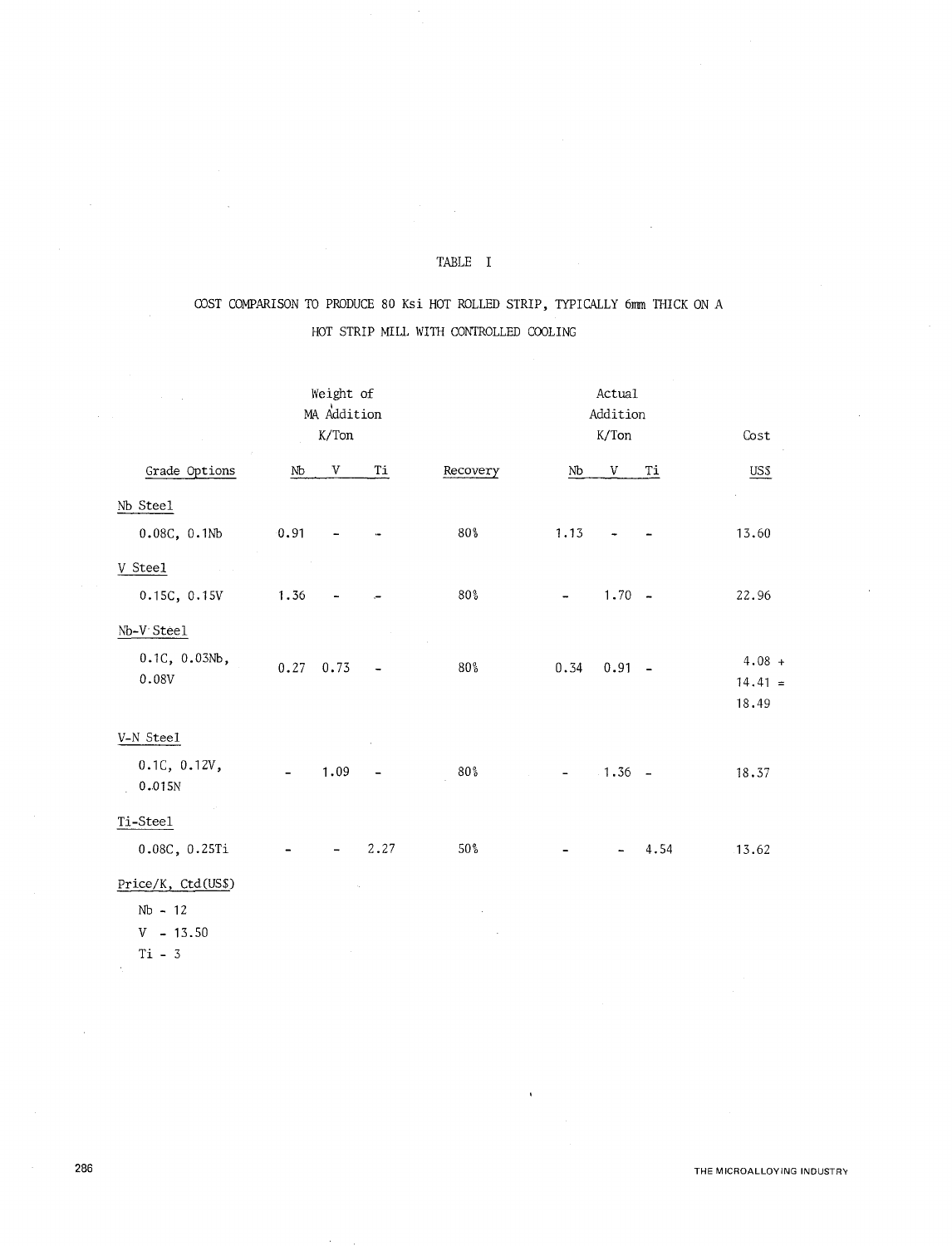TABLE I

COST COMPARISON TO PRODUCE 80 Ksi HOT ROLLED STRIP, TYPICALLY 6mm THICK ON A HOT STRIP MILL WITH CONTROLLED COOLING

| Grade Options | Weight of MA Addition K/Ton | | | Recovery | Actual Addition K/Ton | | | Cost |
|---|---|---|---|---|---|---|---|---|
| | Nb | V | Ti | | Nb | V | Ti | US$ |
| Nb Steel | | | | | | | | |
| 0.08C, 0.1Nb | 0.91 | - | - | 80% | 1.13 | - | - | 13.60 |
| V Steel | | | | | | | | |
| 0.15C, 0.15V | 1.36 | - | - | 80% | - | 1.70 | - | 22.96 |
| Nb-V Steel | | | | | | | | |
| 0.1C, 0.03Nb, 0.08V | 0.27 | 0.73 | - | 80% | 0.34 | 0.91 | - | 4.08 + 14.41 = 18.49 |
| V-N Steel | | | | | | | | |
| 0.1C, 0.12V, 0.015N | - | 1.09 | - | 80% | - | 1.36 | - | 18.37 |
| Ti-Steel | | | | | | | | |
| 0.08C, 0.25Ti | - | - | 2.27 | 50% | - | - | 4.54 | 13.62 |

Price/K, Ctd(US$)

Nb - 12
V - 13.50
Ti - 3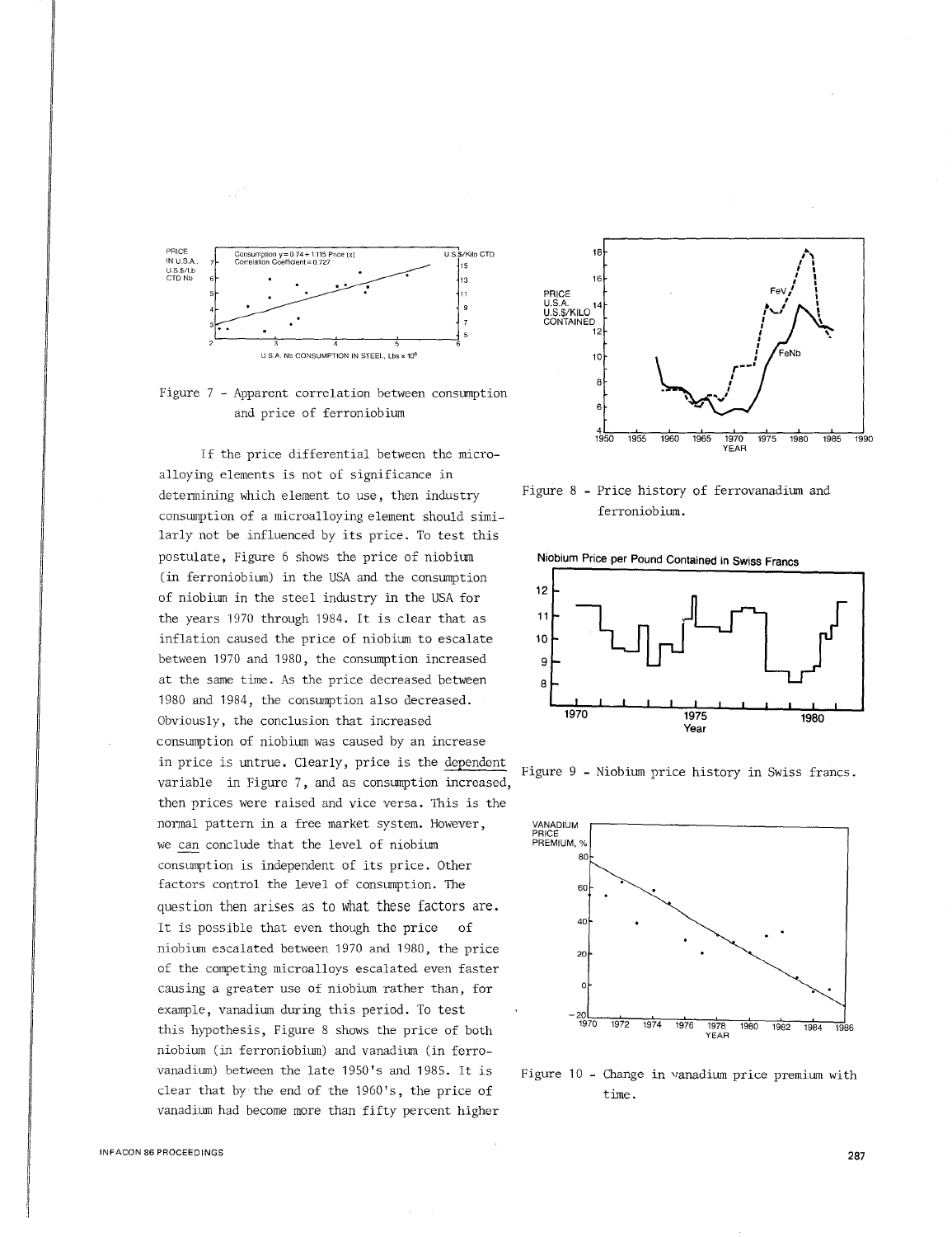Figure 7 - Apparent correlation between consumption and price of ferroniobium

If the price differential between the microalloying elements is not of significance in determining which element to use, then industry consumption of a microalloying element should similarly not be influenced by its price. To test this postulate, Figure 6 shows the price of niobium (in ferroniobium) in the USA and the consumption of niobium in the steel industry in the USA for the years 1970 through 1984. It is clear that as inflation caused the price of niobium to escalate between 1970 and 1980, the consumption increased at the same time. As the price decreased between 1980 and 1984, the consumption also decreased. Obviously, the conclusion that increased consumption of niobium was caused by an increase in price is untrue. Clearly, price is the dependent variable in Figure 7, and as consumption increased, then prices were raised and vice versa. This is the normal pattern in a free market system. However, we can conclude that the level of niobium consumption is independent of its price. Other factors control the level of consumption. The question then arises as to what these factors are. It is possible that even though the price of niobium escalated between 1970 and 1980, the price of the competing microalloys escalated even faster causing a greater use of niobium rather than, for example, vanadium during this period. To test this hypothesis, Figure 8 shows the price of both niobium (in ferroniobium) and vanadium (in ferrovanadium) between the late 1950's and 1985. It is clear that by the end of the 1960's, the price of vanadium had become more than fifty percent higher

Figure 8 - Price history of ferrovanadium and ferroniobium.

Figure 9 - Niobium price history in Swiss francs.

Figure 10 - Change in vanadium price premium with time.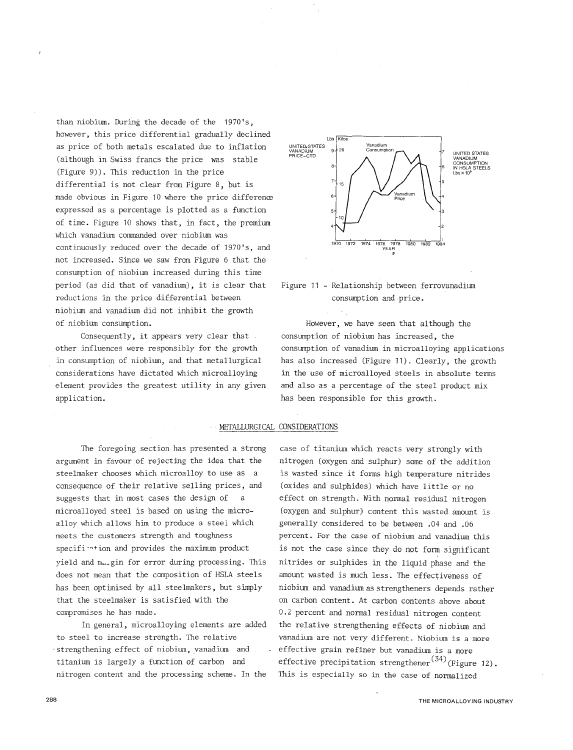than niobium. During the decade of the 1970's, however, this price differential gradually declined as price of both metals escalated due to inflation (although in Swiss francs the price was stable (Figure 9)). This reduction in the price differential is not clear from Figure 8, but is made obvious in Figure 10 where the price difference expressed as a percentage is plotted as a function of time. Figure 10 shows that, in fact, the premium which vanadium commanded over niobium was continuously reduced over the decade of 1970's, and not increased. Since we saw from Figure 6 that the consumption of niobium increased during this time period (as did that of vanadium), it is clear that reductions in the price differential between niobium and vanadium did not inhibit the growth of niobium consumption.

Consequently, it appears very clear that other influences were responsibly for the growth in consumption of niobium, and that metallurgical considerations have dictated which microalloying element provides the greatest utility in any given application.

Figure 11 - Relationship between ferrovanadium consumption and price.

However, we have seen that although the consumption of niobium has increased, the consumption of vanadium in microalloying applications has also increased (Figure 11). Clearly, the growth in the use of microalloyed steels in absolute terms and also as a percentage of the steel product mix has been responsible for this growth.

## METALLURGICAL CONSIDERATIONS

The foregoing section has presented a strong argument in favour of rejecting the idea that the steelmaker chooses which microalloy to use as a consequence of their relative selling prices, and suggests that in most cases the design of a microalloyed steel is based on using the microalloy which allows him to produce a steel which meets the customers strength and toughness specification and provides the maximum product yield and margin for error during processing. This does not mean that the composition of HSLA steels has been optimised by all steelmakers, but simply that the steelmaker is satisfied with the compromises he has made.

In general, microalloying elements are added to steel to increase strength. The relative strengthening effect of niobium, vanadium and titanium is largely a function of carbon and nitrogen content and the processing scheme. In the case of titanium which reacts very strongly with nitrogen (oxygen and sulphur) some of the addition is wasted since it forms high temperature nitrides (oxides and sulphides) which have little or no effect on strength. With normal residual nitrogen (oxygen and sulphur) content this wasted amount is generally considered to be between .04 and .06 percent. For the case of niobium and vanadium this is not the case since they do not form significant nitrides or sulphides in the liquid phase and the amount wasted is much less. The effectiveness of niobium and vanadium as strengtheners depends rather on carbon content. At carbon contents above about 0.2 percent and normal residual nitrogen content the relative strengthening effects of niobium and vanadium are not very different. Niobium is a more effective grain refiner but vanadium is a more effective precipitation strengthener[34] (Figure 12). This is especially so in the case of normalized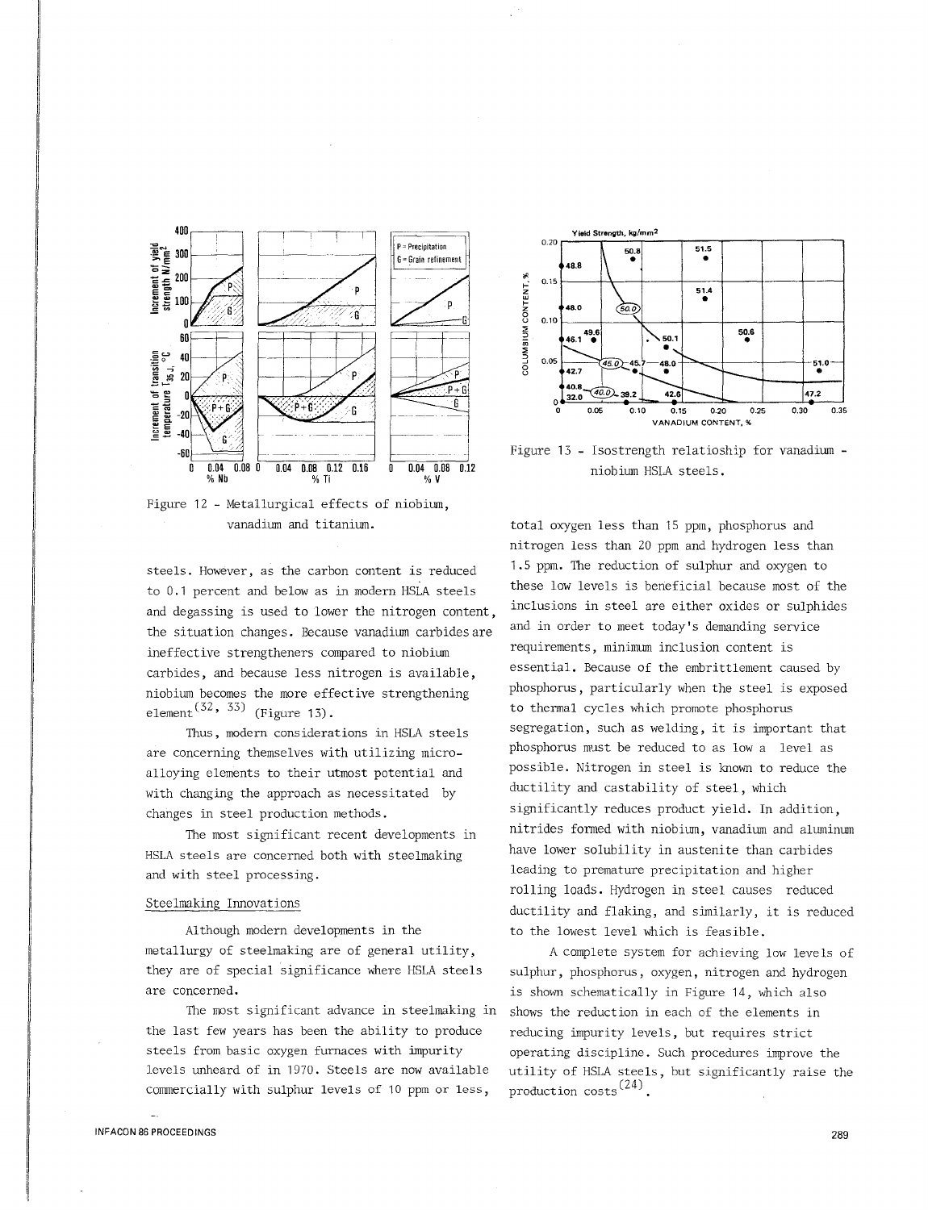Figure 12 - Metallurgical effects of niobium, vanadium and titanium.

Figure 13 - Isostrength relatioship for vanadium - niobium HSLA steels.

steels. However, as the carbon content is reduced to 0.1 percent and below as in modern HSLA steels and degassing is used to lower the nitrogen content, the situation changes. Because vanadium carbides are ineffective strengtheners compared to niobium carbides, and because less nitrogen is available, niobium becomes the more effective strengthening element[32, 33] (Figure 13).

Thus, modern considerations in HSLA steels are concerning themselves with utilizing micro-alloying elements to their utmost potential and with changing the approach as necessitated by changes in steel production methods.

The most significant recent developments in HSLA steels are concerned both with steelmaking and with steel processing.

## Steelmaking Innovations

Although modern developments in the metallurgy of steelmaking are of general utility, they are of special significance where HSLA steels are concerned.

The most significant advance in steelmaking in the last few years has been the ability to produce steels from basic oxygen furnaces with impurity levels unheard of in 1970. Steels are now available commercially with sulphur levels of 10 ppm or less, total oxygen less than 15 ppm, phosphorus and nitrogen less than 20 ppm and hydrogen less than 1.5 ppm. The reduction of sulphur and oxygen to these low levels is beneficial because most of the inclusions in steel are either oxides or sulphides and in order to meet today's demanding service requirements, minimum inclusion content is essential. Because of the embrittlement caused by phosphorus, particularly when the steel is exposed to thermal cycles which promote phosphorus segregation, such as welding, it is important that phosphorus must be reduced to as low a level as possible. Nitrogen in steel is known to reduce the ductility and castability of steel, which significantly reduces product yield. In addition, nitrides formed with niobium, vanadium and aluminum have lower solubility in austenite than carbides leading to premature precipitation and higher rolling loads. Hydrogen in steel causes reduced ductility and flaking, and similarly, it is reduced to the lowest level which is feasible.

A complete system for achieving low levels of sulphur, phosphorus, oxygen, nitrogen and hydrogen is shown schematically in Figure 14, which also shows the reduction in each of the elements in reducing impurity levels, but requires strict operating discipline. Such procedures improve the utility of HSLA steels, but significantly raise the production costs[24].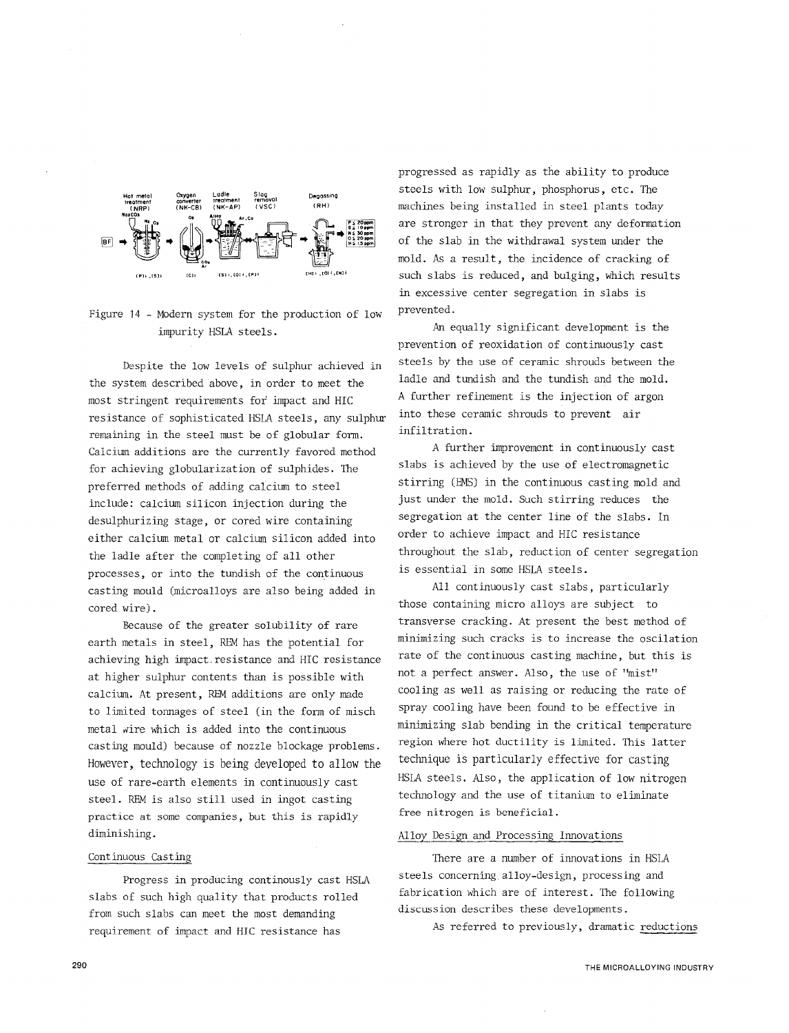Figure 14 - Modern system for the production of low impurity HSLA steels.

Despite the low levels of sulphur achieved in the system described above, in order to meet the most stringent requirements for impact and HIC resistance of sophisticated HSLA steels, any sulphur remaining in the steel must be of globular form. Calcium additions are the currently favored method for achieving globularization of sulphides. The preferred methods of adding calcium to steel include: calcium silicon injection during the desulphurizing stage, or cored wire containing either calcium metal or calcium silicon added into the ladle after the completing of all other processes, or into the tundish of the continuous casting mould (microalloys are also being added in cored wire).

Because of the greater solubility of rare earth metals in steel, REM has the potential for achieving high impact resistance and HIC resistance at higher sulphur contents than is possible with calcium. At present, REM additions are only made to limited tonnages of steel (in the form of misch metal wire which is added into the continuous casting mould) because of nozzle blockage problems. However, technology is being developed to allow the use of rare-earth elements in continuously cast steel. REM is also still used in ingot casting practice at some companies, but this is rapidly diminishing.

## Continuous Casting

Progress in producing continously cast HSLA slabs of such high quality that products rolled from such slabs can meet the most demanding requirement of impact and HIC resistance has progressed as rapidly as the ability to produce steels with low sulphur, phosphorus, etc. The machines being installed in steel plants today are stronger in that they prevent any deformation of the slab in the withdrawal system under the mold. As a result, the incidence of cracking of such slabs is reduced, and bulging, which results in excessive center segregation in slabs is prevented.

An equally significant development is the prevention of reoxidation of continuously cast steels by the use of ceramic shrouds between the ladle and tundish and the tundish and the mold. A further refinement is the injection of argon into these ceramic shrouds to prevent air infiltration.

A further improvement in continuously cast slabs is achieved by the use of electromagnetic stirring (EMS) in the continuous casting mold and just under the mold. Such stirring reduces the segregation at the center line of the slabs. In order to achieve impact and HIC resistance throughout the slab, reduction of center segregation is essential in some HSLA steels.

All continuously cast slabs, particularly those containing micro alloys are subject to transverse cracking. At present the best method of minimizing such cracks is to increase the oscilation rate of the continuous casting machine, but this is not a perfect answer. Also, the use of "mist" cooling as well as raising or reducing the rate of spray cooling have been found to be effective in minimizing slab bending in the critical temperature region where hot ductility is limited. This latter technique is particularly effective for casting HSLA steels. Also, the application of low nitrogen technology and the use of titanium to eliminate free nitrogen is beneficial.

## Alloy Design and Processing Innovations

There are a number of innovations in HSLA steels concerning alloy-design, processing and fabrication which are of interest. The following discussion describes these developments.

As referred to previously, dramatic reductions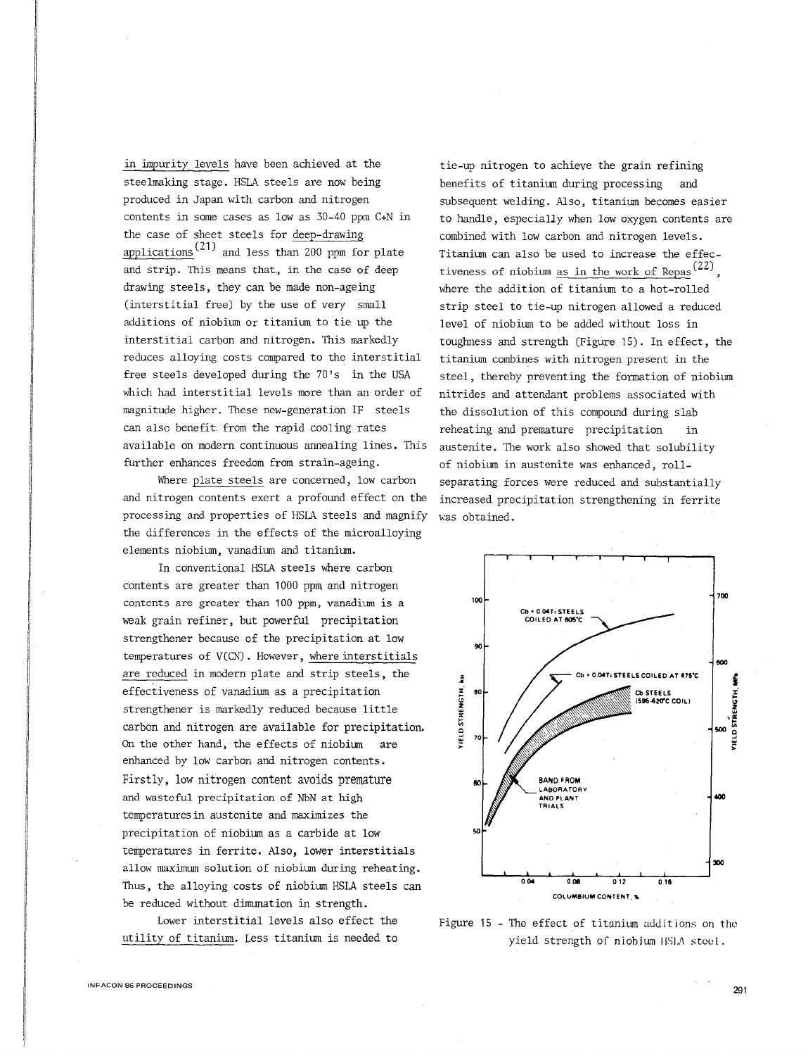in impurity levels have been achieved at the steelmaking stage. HSLA steels are now being produced in Japan with carbon and nitrogen contents in some cases as low as 30-40 ppm C+N in the case of sheet steels for deep-drawing applications[21] and less than 200 ppm for plate and strip. This means that, in the case of deep drawing steels, they can be made non-ageing (interstitial free) by the use of very small additions of niobium or titanium to tie up the interstitial carbon and nitrogen. This markedly reduces alloying costs compared to the interstitial free steels developed during the 70's in the USA which had interstitial levels more than an order of magnitude higher. These new-generation IF steels can also benefit from the rapid cooling rates available on modern continuous annealing lines. This further enhances freedom from strain-ageing.

Where plate steels are concerned, low carbon and nitrogen contents exert a profound effect on the processing and properties of HSLA steels and magnify the differences in the effects of the microalloying elements niobium, vanadium and titanium.

In conventional HSLA steels where carbon contents are greater than 1000 ppm and nitrogen contents are greater than 100 ppm, vanadium is a weak grain refiner, but powerful precipitation strengthener because of the precipitation at low temperatures of V(CN). However, where interstitials are reduced in modern plate and strip steels, the effectiveness of vanadium as a precipitation strengthener is markedly reduced because little carbon and nitrogen are available for precipitation. On the other hand, the effects of niobium are enhanced by low carbon and nitrogen contents. Firstly, low nitrogen content avoids premature and wasteful precipitation of NbN at high temperatures in austenite and maximizes the precipitation of niobium as a carbide at low temperatures in ferrite. Also, lower interstitials allow maximum solution of niobium during reheating. Thus, the alloying costs of niobium HSLA steels can be reduced without dimunation in strength.

Lower interstitial levels also effect the utility of titanium. Less titanium is needed to tie-up nitrogen to achieve the grain refining benefits of titanium during processing and subsequent welding. Also, titanium becomes easier to handle, especially when low oxygen contents are combined with low carbon and nitrogen levels. Titanium can also be used to increase the effectiveness of niobium as in the work of Repas[22], where the addition of titanium to a hot-rolled strip steel to tie-up nitrogen allowed a reduced level of niobium to be added without loss in toughness and strength (Figure 15). In effect, the titanium combines with nitrogen present in the steel, thereby preventing the formation of niobium nitrides and attendant problems associated with the dissolution of this compound during slab reheating and premature precipitation in austenite. The work also showed that solubility of niobium in austenite was enhanced, roll-separating forces were reduced and substantially increased precipitation strengthening in ferrite was obtained.

Figure 15 - The effect of titanium additions on the yield strength of niobium HSLA steel.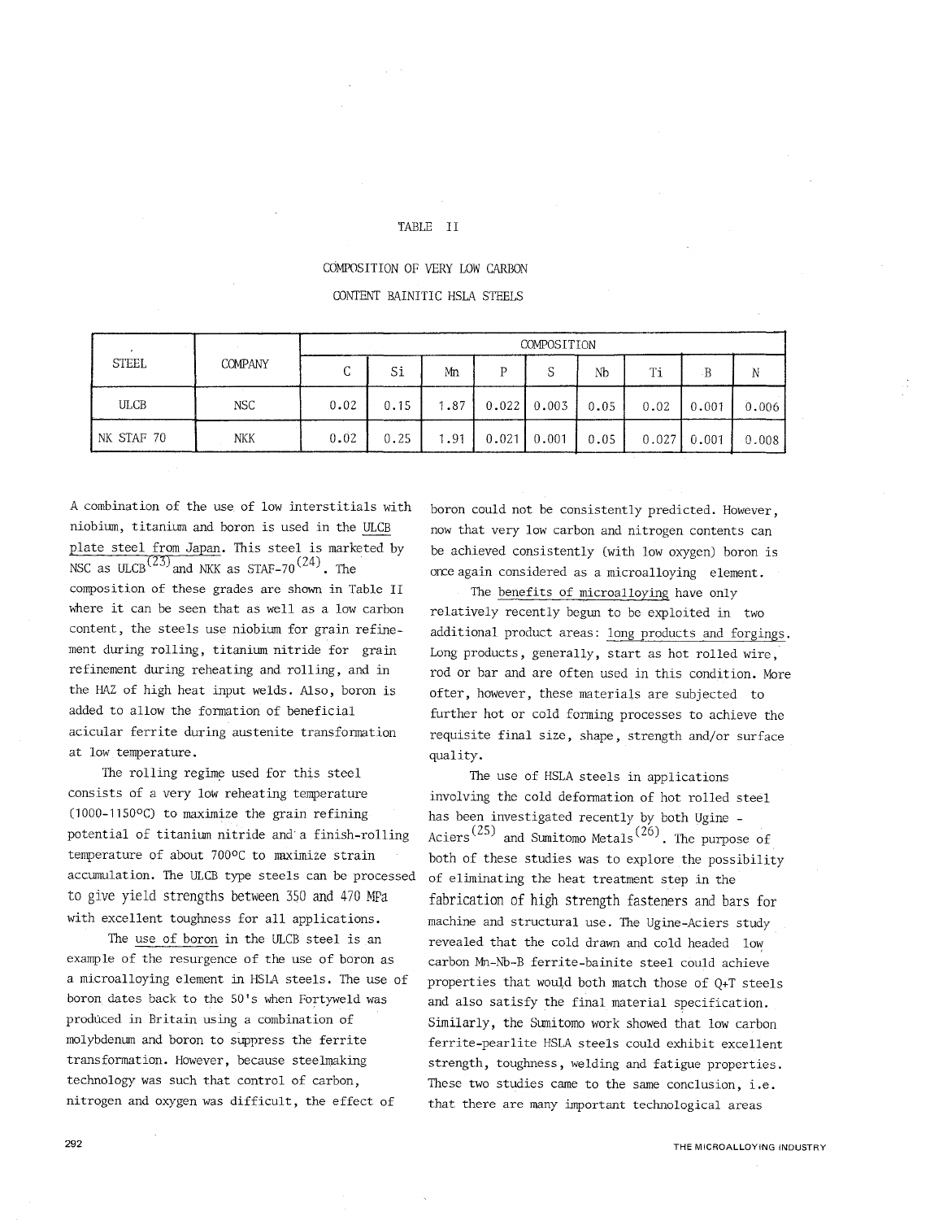TABLE II

COMPOSITION OF VERY LOW CARBON CONTENT BAINITIC HSLA STEELS

| STEEL | COMPANY | COMPOSITION | | | | | | | | |
|---|---|---|---|---|---|---|---|---|---|---|
| | | C | Si | Mn | P | S | Nb | Ti | B | N |
| ULCB | NSC | 0.02 | 0.15 | 1.87 | 0.022 | 0.003 | 0.05 | 0.02 | 0.001 | 0.006 |
| NK STAF 70 | NKK | 0.02 | 0.25 | 1.91 | 0.021 | 0.001 | 0.05 | 0.027 | 0.001 | 0.008 |

A combination of the use of low interstitials with niobium, titanium and boron is used in the ULCB plate steel from Japan. This steel is marketed by NSC as ULCB[23] and NKK as STAF-70[24]. The composition of these grades are shown in Table II where it can be seen that as well as a low carbon content, the steels use niobium for grain refinement during rolling, titanium nitride for grain refinement during reheating and rolling, and in the HAZ of high heat input welds. Also, boron is added to allow the formation of beneficial acicular ferrite during austenite transformation at low temperature.

The rolling regime used for this steel consists of a very low reheating temperature (1000-1150°C) to maximize the grain refining potential of titanium nitride and a finish-rolling temperature of about 700°C to maximize strain accumulation. The ULCB type steels can be processed to give yield strengths between 350 and 470 MPa with excellent toughness for all applications.

The use of boron in the ULCB steel is an example of the resurgence of the use of boron as a microalloying element in HSLA steels. The use of boron dates back to the 50's when Fortyweld was produced in Britain using a combination of molybdenum and boron to suppress the ferrite transformation. However, because steelmaking technology was such that control of carbon, nitrogen and oxygen was difficult, the effect of boron could not be consistently predicted. However, now that very low carbon and nitrogen contents can be achieved consistently (with low oxygen) boron is once again considered as a microalloying element.

The benefits of microalloying have only relatively recently begun to be exploited in two additional product areas: long products and forgings. Long products, generally, start as hot rolled wire, rod or bar and are often used in this condition. More often, however, these materials are subjected to further hot or cold forming processes to achieve the requisite final size, shape, strength and/or surface quality.

The use of HSLA steels in applications involving the cold deformation of hot rolled steel has been investigated recently by both Ugine - Aciers[25] and Sumitomo Metals[26]. The purpose of both of these studies was to explore the possibility of eliminating the heat treatment step in the fabrication of high strength fasteners and bars for machine and structural use. The Ugine-Aciers study revealed that the cold drawn and cold headed low carbon Mn-Nb-B ferrite-bainite steel could achieve properties that would both match those of Q+T steels and also satisfy the final material specification. Similarly, the Sumitomo work showed that low carbon ferrite-pearlite HSLA steels could exhibit excellent strength, toughness, welding and fatigue properties. These two studies came to the same conclusion, i.e. that there are many important technological areas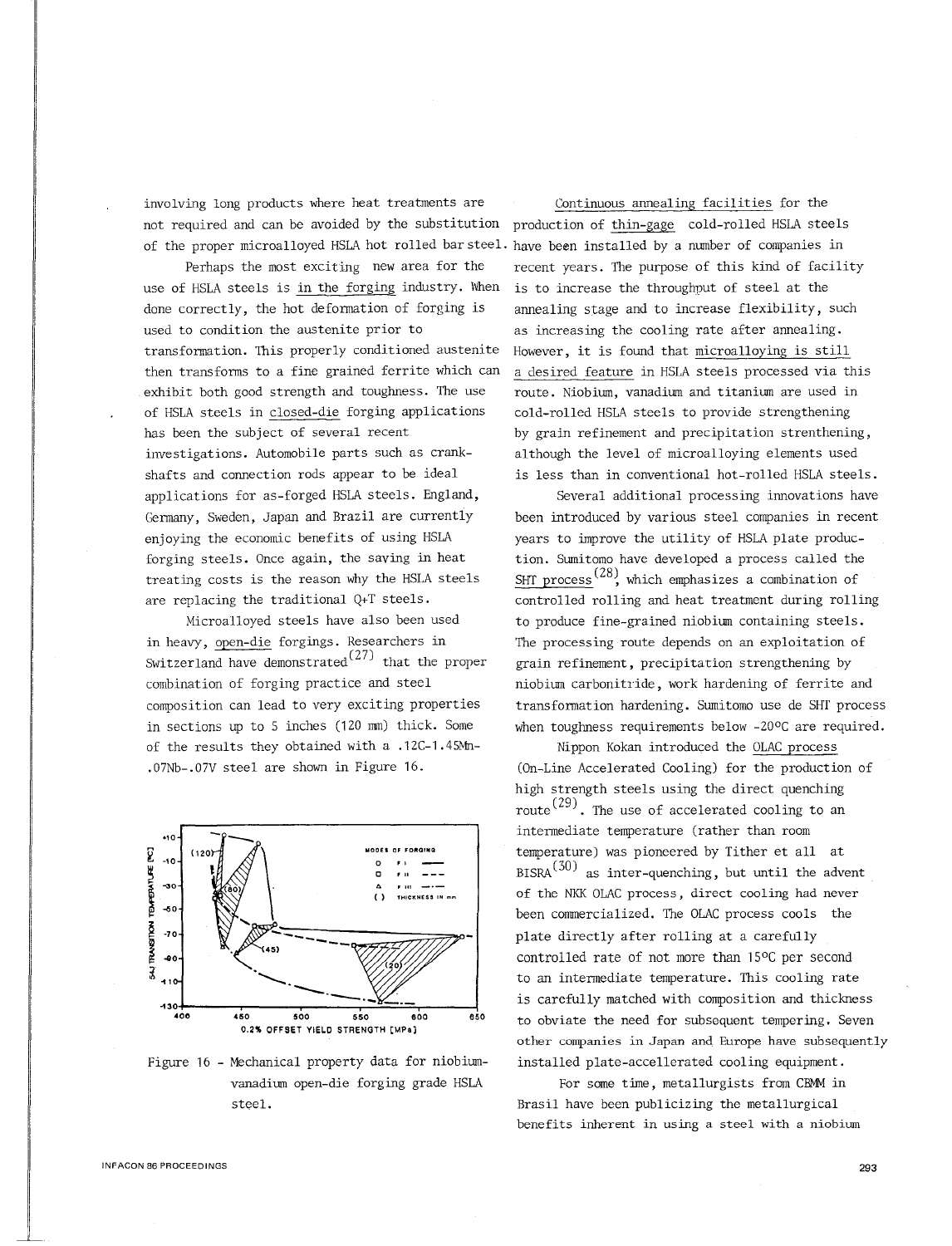involving long products where heat treatments are not required and can be avoided by the substitution of the proper microalloyed HSLA hot rolled bar steel.

Perhaps the most exciting new area for the use of HSLA steels is in the forging industry. When done correctly, the hot deformation of forging is used to condition the austenite prior to transformation. This properly conditioned austenite then transforms to a fine grained ferrite which can exhibit both good strength and toughness. The use of HSLA steels in closed-die forging applications has been the subject of several recent investigations. Automobile parts such as crankshafts and connection rods appear to be ideal applications for as-forged HSLA steels. England, Germany, Sweden, Japan and Brazil are currently enjoying the economic benefits of using HSLA forging steels. Once again, the saving in heat treating costs is the reason why the HSLA steels are replacing the traditional Q+T steels.

Microalloyed steels have also been used in heavy, open-die forgings. Researchers in Switzerland have demonstrated[27] that the proper combination of forging practice and steel composition can lead to very exciting properties in sections up to 5 inches (120 mm) thick. Some of the results they obtained with a .12C-1.45Mn-.07Nb-.07V steel are shown in Figure 16.

Figure 16 - Mechanical property data for niobium-vanadium open-die forging grade HSLA steel.

Continuous annealing facilities for the production of thin-gage cold-rolled HSLA steels have been installed by a number of companies in recent years. The purpose of this kind of facility is to increase the throughput of steel at the annealing stage and to increase flexibility, such as increasing the cooling rate after annealing. However, it is found that microalloying is still a desired feature in HSLA steels processed via this route. Niobium, vanadium and titanium are used in cold-rolled HSLA steels to provide strengthening by grain refinement and precipitation strenthening, although the level of microalloying elements used is less than in conventional hot-rolled HSLA steels.

Several additional processing innovations have been introduced by various steel companies in recent years to improve the utility of HSLA plate production. Sumitomo have developed a process called the SHT process[28], which emphasizes a combination of controlled rolling and heat treatment during rolling to produce fine-grained niobium containing steels. The processing route depends on an exploitation of grain refinement, precipitation strengthening by niobium carbonitride, work hardening of ferrite and transformation hardening. Sumitomo use de SHT process when toughness requirements below -20°C are required.

Nippon Kokan introduced the OLAC process (On-Line Accelerated Cooling) for the production of high strength steels using the direct quenching route[29]. The use of accelerated cooling to an intermediate temperature (rather than room temperature) was pioneered by Tither et all at BISRA[30] as inter-quenching, but until the advent of the NKK OLAC process, direct cooling had never been commercialized. The OLAC process cools the plate directly after rolling at a carefully controlled rate of not more than 15°C per second to an intermediate temperature. This cooling rate is carefully matched with composition and thickness to obviate the need for subsequent tempering. Seven other companies in Japan and Europe have subsequently installed plate-accellerated cooling equipment.

For some time, metallurgists from CBMM in Brasil have been publicizing the metallurgical benefits inherent in using a steel with a niobium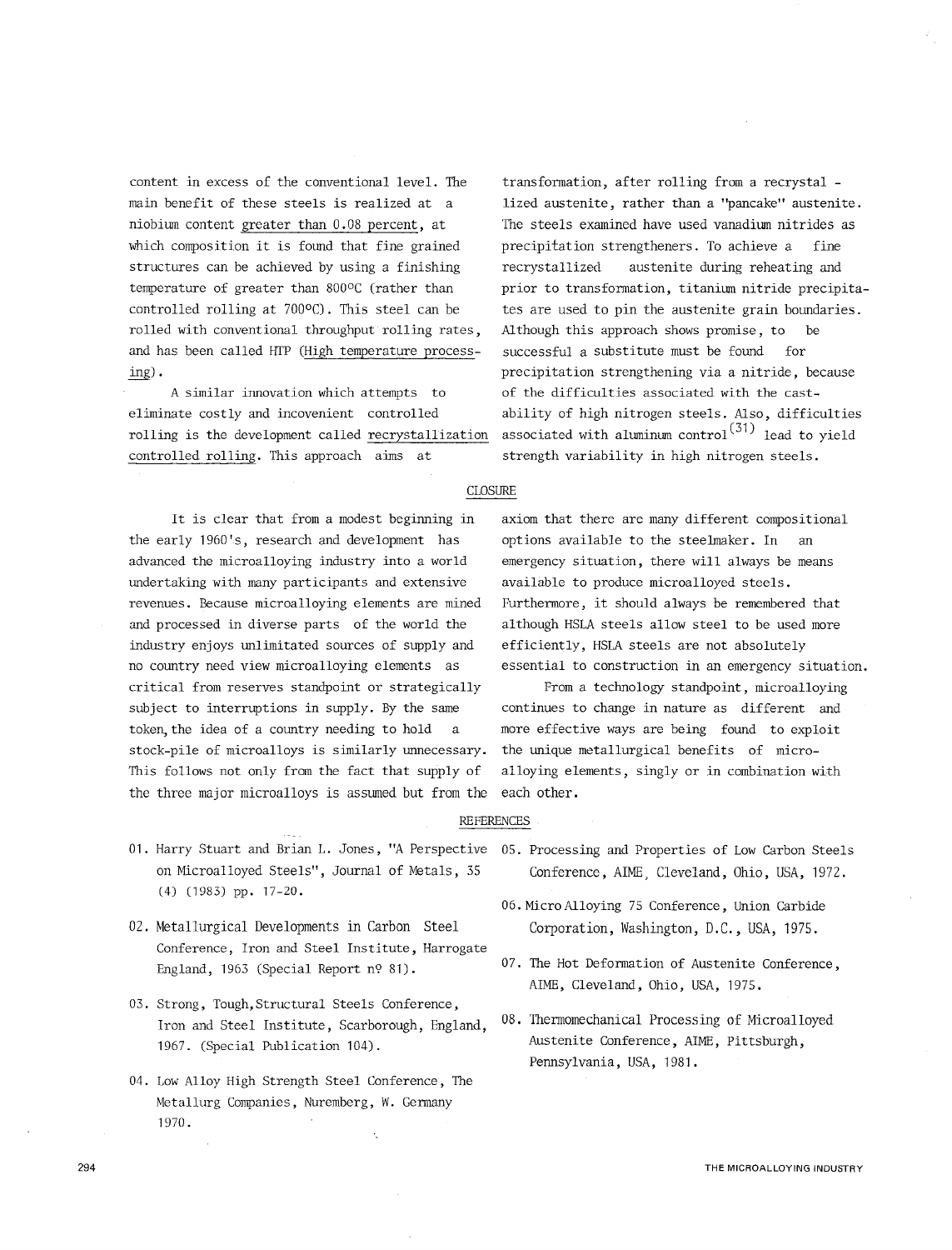content in excess of the conventional level. The main benefit of these steels is realized at a niobium content greater than 0.08 percent, at which composition it is found that fine grained structures can be achieved by using a finishing temperature of greater than 800°C (rather than controlled rolling at 700°C). This steel can be rolled with conventional throughput rolling rates, and has been called HTP (High temperature processing).

A similar innovation which attempts to eliminate costly and incovenient controlled rolling is the development called recrystallization controlled rolling. This approach aims at transformation, after rolling from a recrystallized austenite, rather than a "pancake" austenite. The steels examined have used vanadium nitrides as precipitation strengtheners. To achieve a fine recrystallized austenite during reheating and prior to transformation, titanium nitride precipitates are used to pin the austenite grain boundaries. Although this approach shows promise, to be successful a substitute must be found for precipitation strengthening via a nitride, because of the difficulties associated with the castability of high nitrogen steels. Also, difficulties associated with aluminum control[31] lead to yield strength variability in high nitrogen steels.

## CLOSURE

It is clear that from a modest beginning in the early 1960's, research and development has advanced the microalloying industry into a world undertaking with many participants and extensive revenues. Because microalloying elements are mined and processed in diverse parts of the world the industry enjoys unlimitated sources of supply and no country need view microalloying elements as critical from reserves standpoint or strategically subject to interruptions in supply. By the same token, the idea of a country needing to hold a stock-pile of microalloys is similarly unnecessary. This follows not only from the fact that supply of the three major microalloys is assumed but from the axiom that there are many different compositional options available to the steelmaker. In an emergency situation, there will always be means available to produce microalloyed steels. Furthermore, it should always be remembered that although HSLA steels allow steel to be used more efficiently, HSLA steels are not absolutely essential to construction in an emergency situation.

From a technology standpoint, microalloying continues to change in nature as different and more effective ways are being found to exploit the unique metallurgical benefits of microalloying elements, singly or in combination with each other.

## REFERENCES

01. Harry Stuart and Brian L. Jones, "A Perspective on Microalloyed Steels", Journal of Metals, 35 (4) (1983) pp. 17-20.

02. Metallurgical Developments in Carbon Steel Conference, Iron and Steel Institute, Harrogate England, 1963 (Special Report nº 81).

03. Strong, Tough, Structural Steels Conference, Iron and Steel Institute, Scarborough, England, 1967. (Special Publication 104).

04. Low Alloy High Strength Steel Conference, The Metallurg Companies, Nuremberg, W. Germany 1970.

05. Processing and Properties of Low Carbon Steels Conference, AIME, Cleveland, Ohio, USA, 1972.

06. Micro Alloying 75 Conference, Union Carbide Corporation, Washington, D.C., USA, 1975.

07. The Hot Deformation of Austenite Conference, AIME, Cleveland, Ohio, USA, 1975.

08. Thermomechanical Processing of Microalloyed Austenite Conference, AIME, Pittsburgh, Pennsylvania, USA, 1981.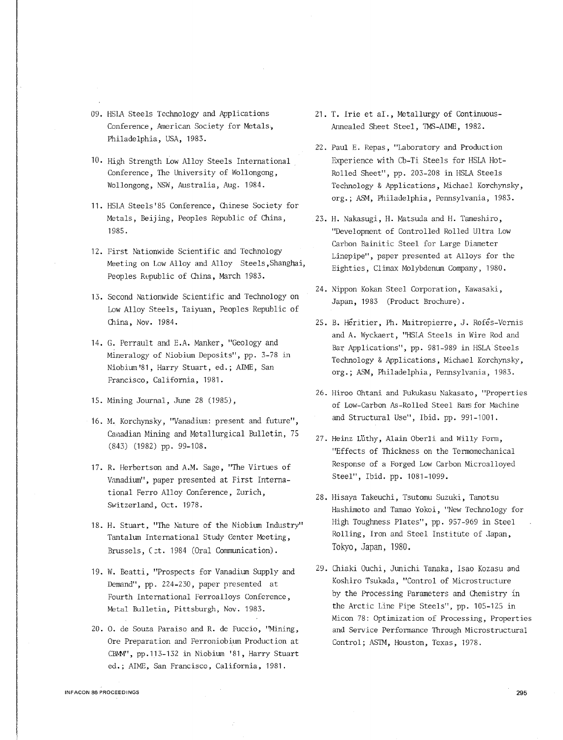09. HSLA Steels Technology and Applications Conference, American Society for Metals, Philadelphia, USA, 1983.

10. High Strength Low Alloy Steels International Conference, The University of Wollongong, Wollongong, NSW, Australia, Aug. 1984.

11. HSLA Steels'85 Conference, Chinese Society for Metals, Beijing, Peoples Republic of China, 1985.

12. First Nationwide Scientific and Technology Meeting on Low Alloy and Alloy Steels,Shanghai, Peoples Republic of China, March 1983.

13. Second Nationwide Scientific and Technology on Low Alloy Steels, Taiyuan, Peoples Republic of China, Nov. 1984.

14. G. Perrault and E.A. Manker, "Geology and Mineralogy of Niobium Deposits", pp. 3-78 in Niobium'81, Harry Stuart, ed.; AIME, San Francisco, California, 1981.

15. Mining Journal, June 28 (1985),

16. M. Korchynsky, "Vanadium: present and future", Canadian Mining and Metallurgical Bulletin, 75 (843) (1982) pp. 99-108.

17. R. Herbertson and A.M. Sage, "The Virtues of Vanadium", paper presented at First International Ferro Alloy Conference, Zurich, Switzerland, Oct. 1978.

18. H. Stuart, "The Nature of the Niobium Industry" Tantalum International Study Center Meeting, Brussels, Oct. 1984 (Oral Communication).

19. W. Beatti, "Prospects for Vanadium Supply and Demand", pp. 224-230, paper presented at Fourth International Ferroalloys Conference, Metal Bulletin, Pittsburgh, Nov. 1983.

20. O. de Souza Paraiso and R. de Fuccio, "Mining, Ore Preparation and Ferroniobium Production at CBMM", pp.113-132 in Niobium '81, Harry Stuart ed.; AIME, San Francisco, California, 1981.

21. T. Irie et al., Metallurgy of Continuous-Annealed Sheet Steel, TMS-AIME, 1982.

22. Paul E. Repas, "Laboratory and Production Experience with Cb-Ti Steels for HSLA Hot-Rolled Sheet", pp. 203-208 in HSLA Steels Technology & Applications, Michael Korchynsky, org.; ASM, Philadelphia, Pennsylvania, 1983.

23. H. Nakasugi, H. Matsuda and H. Tameshiro, "Development of Controlled Rolled Ultra Low Carbon Bainitic Steel for Large Diameter Linepipe", paper presented at Alloys for the Eighties, Climax Molybdenum Company, 1980.

24. Nippon Kokan Steel Corporation, Kawasaki, Japan, 1983 (Product Brochure).

25. B. Héritier, Ph. Maitrepierre, J. Rofés-Vernis and A. Wyckaert, "HSLA Steels in Wire Rod and Bar Applications", pp. 981-989 in HSLA Steels Technology & Applications, Michael Korchynsky, org.; ASM, Philadelphia, Pennsylvania, 1983.

26. Hiroo Ohtani and Fukukasu Nakasato, "Properties of Low-Carbon As-Rolled Steel Bars for Machine and Structural Use", Ibid. pp. 991-1001.

27. Heinz Lüthy, Alain Oberli and Willy Form, "Effects of Thickness on the Termomechanical Response of a Forged Low Carbon Microalloyed Steel", Ibid. pp. 1081-1099.

28. Hisaya Takeuchi, Tsutomu Suzuki, Tamotsu Hashimoto and Tamao Yokoi, "New Technology for High Toughness Plates", pp. 957-969 in Steel Rolling, Iron and Steel Institute of Japan, Tokyo, Japan, 1980.

29. Chiaki Ouchi, Junichi Tanaka, Isao Kozasu and Koshiro Tsukada, "Control of Microstructure by the Processing Parameters and Chemistry in the Arctic Line Pipe Steels", pp. 105-125 in Micon 78: Optimization of Processing, Properties and Service Performance Through Microstructural Control; ASTM, Houston, Texas, 1978.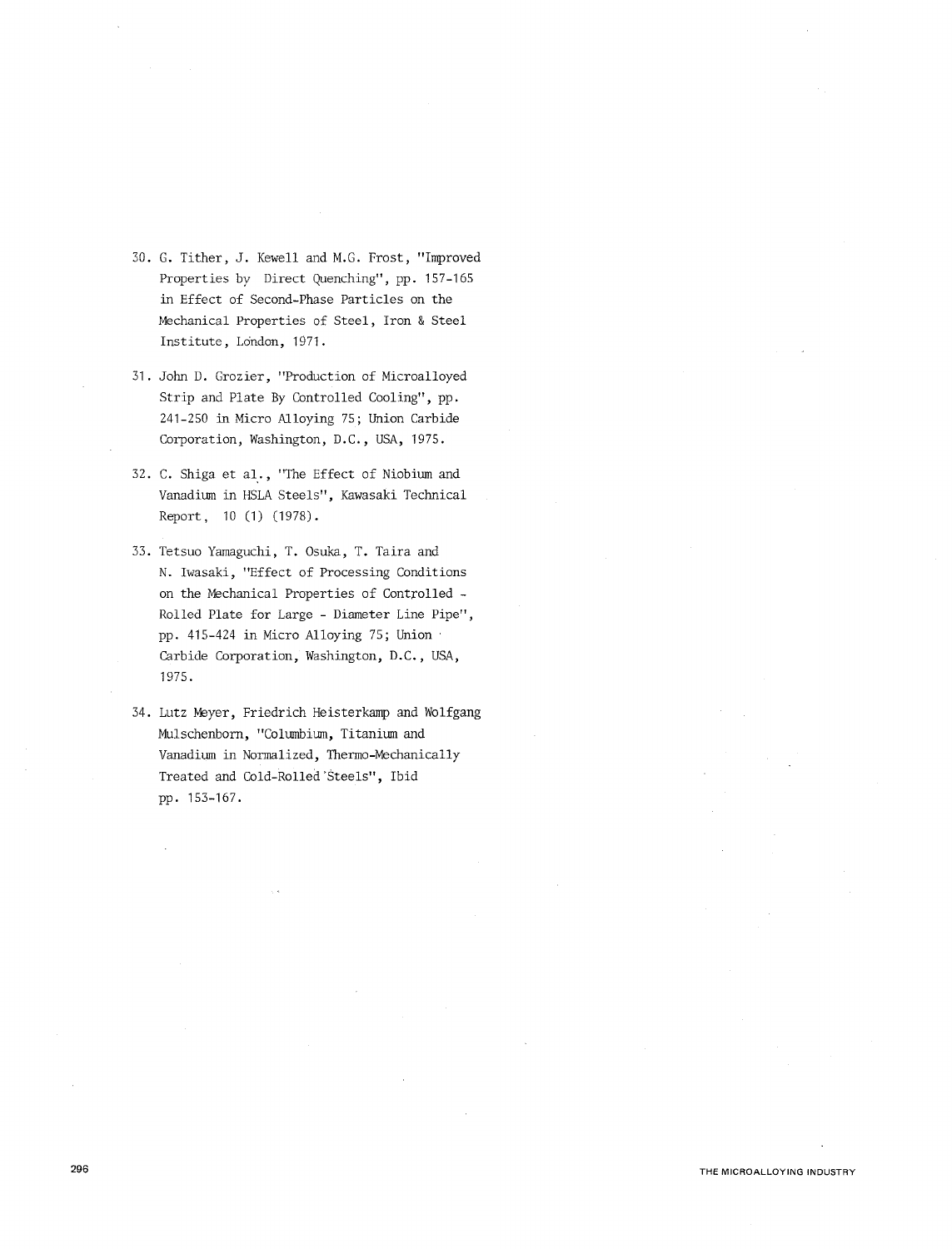30. G. Tither, J. Kewell and M.G. Frost, "Improved Properties by Direct Quenching", pp. 157-165 in Effect of Second-Phase Particles on the Mechanical Properties of Steel, Iron & Steel Institute, London, 1971.

31. John D. Grozier, "Production of Microalloyed Strip and Plate By Controlled Cooling", pp. 241-250 in Micro Alloying 75; Union Carbide Corporation, Washington, D.C., USA, 1975.

32. C. Shiga et al., "The Effect of Niobium and Vanadium in HSLA Steels", Kawasaki Technical Report, 10 (1) (1978).

33. Tetsuo Yamaguchi, T. Osuka, T. Taira and N. Iwasaki, "Effect of Processing Conditions on the Mechanical Properties of Controlled - Rolled Plate for Large - Diameter Line Pipe", pp. 415-424 in Micro Alloying 75; Union Carbide Corporation, Washington, D.C., USA, 1975.

34. Lutz Meyer, Friedrich Heisterkamp and Wolfgang Mulschenborn, "Columbium, Titanium and Vanadium in Normalized, Thermo-Mechanically Treated and Cold-Rolled Steels", Ibid pp. 153-167.